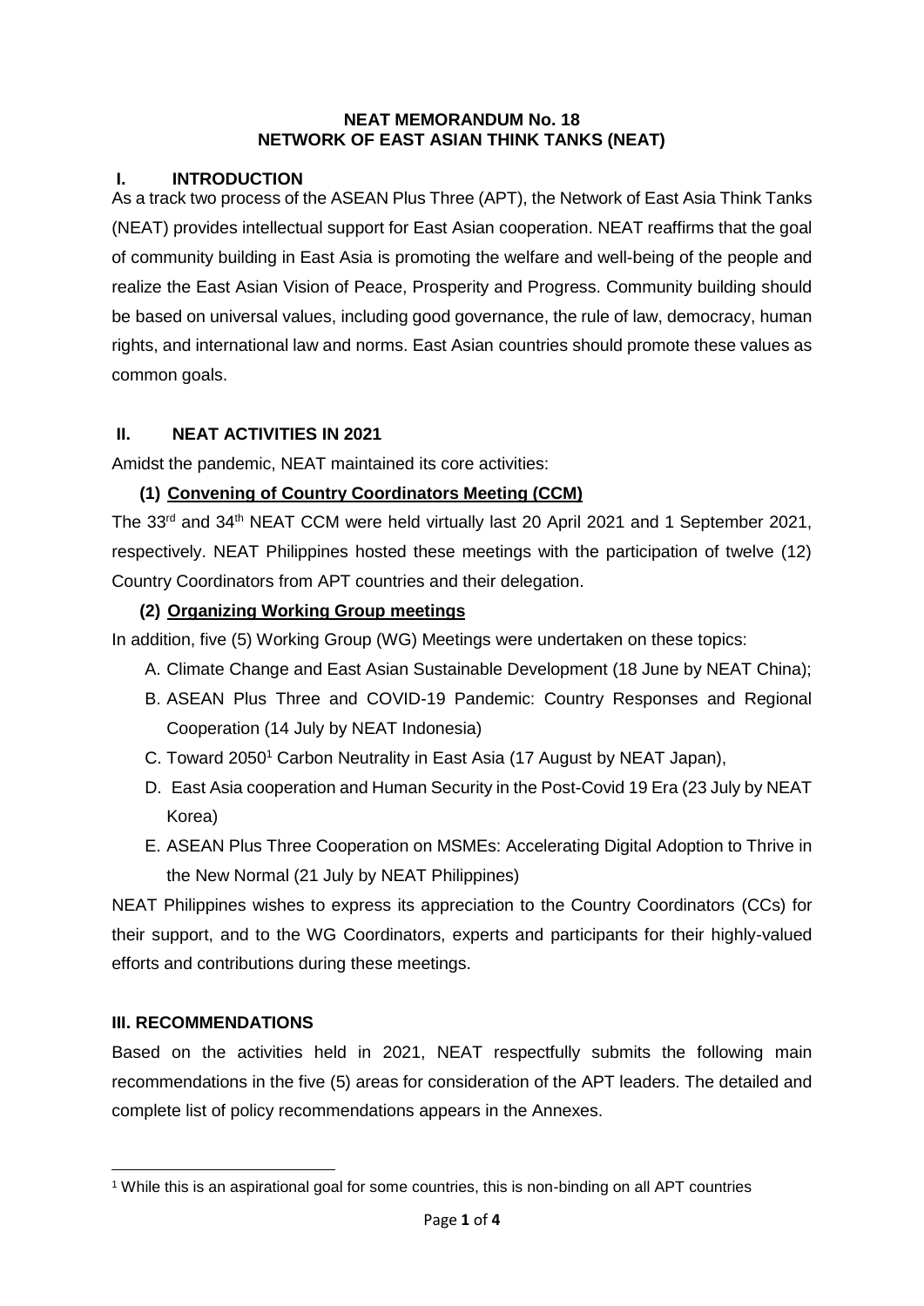# NEAT MEMORANDUM No. 18
# NETWORK OF EAST ASIAN THINK TANKS (NEAT)

## I. INTRODUCTION

As a track two process of the ASEAN Plus Three (APT), the Network of East Asia Think Tanks (NEAT) provides intellectual support for East Asian cooperation. NEAT reaffirms that the goal of community building in East Asia is promoting the welfare and well-being of the people and realize the East Asian Vision of Peace, Prosperity and Progress. Community building should be based on universal values, including good governance, the rule of law, democracy, human rights, and international law and norms. East Asian countries should promote these values as common goals.

## II. NEAT ACTIVITIES IN 2021

Amidst the pandemic, NEAT maintained its core activities:

### (1) Convening of Country Coordinators Meeting (CCM)

The 33rd and 34th NEAT CCM were held virtually last 20 April 2021 and 1 September 2021, respectively. NEAT Philippines hosted these meetings with the participation of twelve (12) Country Coordinators from APT countries and their delegation.

### (2) Organizing Working Group meetings

In addition, five (5) Working Group (WG) Meetings were undertaken on these topics:

A. Climate Change and East Asian Sustainable Development (18 June by NEAT China);
B. ASEAN Plus Three and COVID-19 Pandemic: Country Responses and Regional Cooperation (14 July by NEAT Indonesia)
C. Toward 2050[1] Carbon Neutrality in East Asia (17 August by NEAT Japan),
D. East Asia cooperation and Human Security in the Post-Covid 19 Era (23 July by NEAT Korea)
E. ASEAN Plus Three Cooperation on MSMEs: Accelerating Digital Adoption to Thrive in the New Normal (21 July by NEAT Philippines)

NEAT Philippines wishes to express its appreciation to the Country Coordinators (CCs) for their support, and to the WG Coordinators, experts and participants for their highly-valued efforts and contributions during these meetings.

## III. RECOMMENDATIONS

Based on the activities held in 2021, NEAT respectfully submits the following main recommendations in the five (5) areas for consideration of the APT leaders. The detailed and complete list of policy recommendations appears in the Annexes.

[1] While this is an aspirational goal for some countries, this is non-binding on all APT countries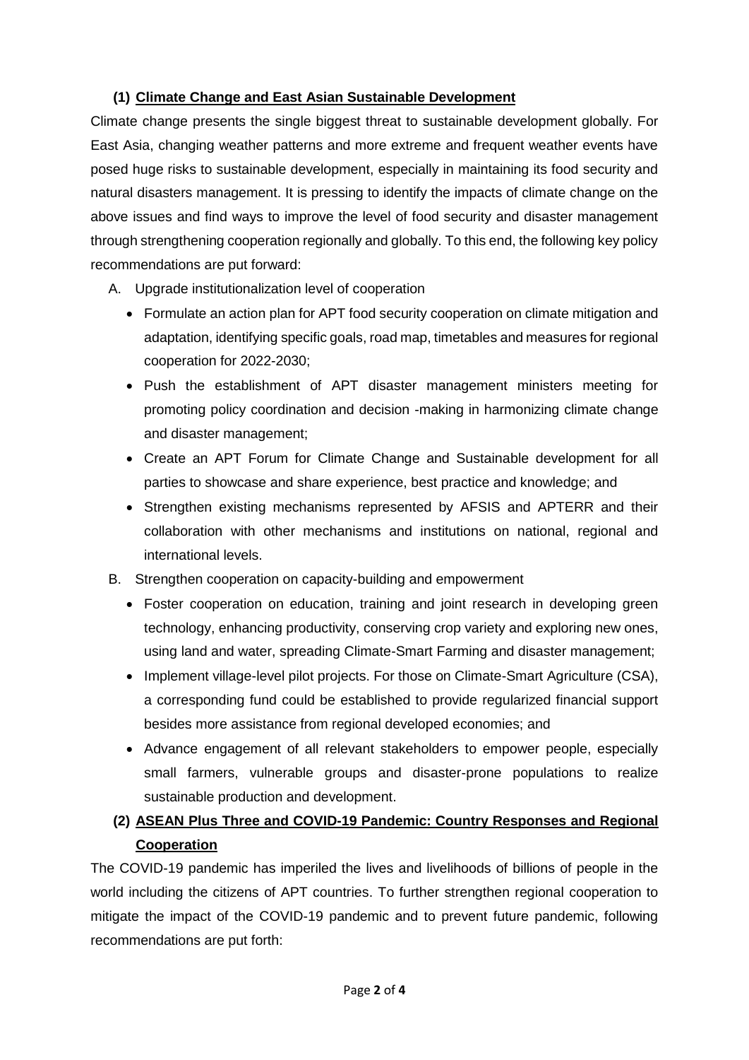### (1) Climate Change and East Asian Sustainable Development

Climate change presents the single biggest threat to sustainable development globally. For East Asia, changing weather patterns and more extreme and frequent weather events have posed huge risks to sustainable development, especially in maintaining its food security and natural disasters management. It is pressing to identify the impacts of climate change on the above issues and find ways to improve the level of food security and disaster management through strengthening cooperation regionally and globally. To this end, the following key policy recommendations are put forward:

A. Upgrade institutionalization level of cooperation
   - Formulate an action plan for APT food security cooperation on climate mitigation and adaptation, identifying specific goals, road map, timetables and measures for regional cooperation for 2022-2030;
   - Push the establishment of APT disaster management ministers meeting for promoting policy coordination and decision -making in harmonizing climate change and disaster management;
   - Create an APT Forum for Climate Change and Sustainable development for all parties to showcase and share experience, best practice and knowledge; and
   - Strengthen existing mechanisms represented by AFSIS and APTERR and their collaboration with other mechanisms and institutions on national, regional and international levels.

B. Strengthen cooperation on capacity-building and empowerment
   - Foster cooperation on education, training and joint research in developing green technology, enhancing productivity, conserving crop variety and exploring new ones, using land and water, spreading Climate-Smart Farming and disaster management;
   - Implement village-level pilot projects. For those on Climate-Smart Agriculture (CSA), a corresponding fund could be established to provide regularized financial support besides more assistance from regional developed economies; and
   - Advance engagement of all relevant stakeholders to empower people, especially small farmers, vulnerable groups and disaster-prone populations to realize sustainable production and development.

### (2) ASEAN Plus Three and COVID-19 Pandemic: Country Responses and Regional Cooperation

The COVID-19 pandemic has imperiled the lives and livelihoods of billions of people in the world including the citizens of APT countries. To further strengthen regional cooperation to mitigate the impact of the COVID-19 pandemic and to prevent future pandemic, following recommendations are put forth: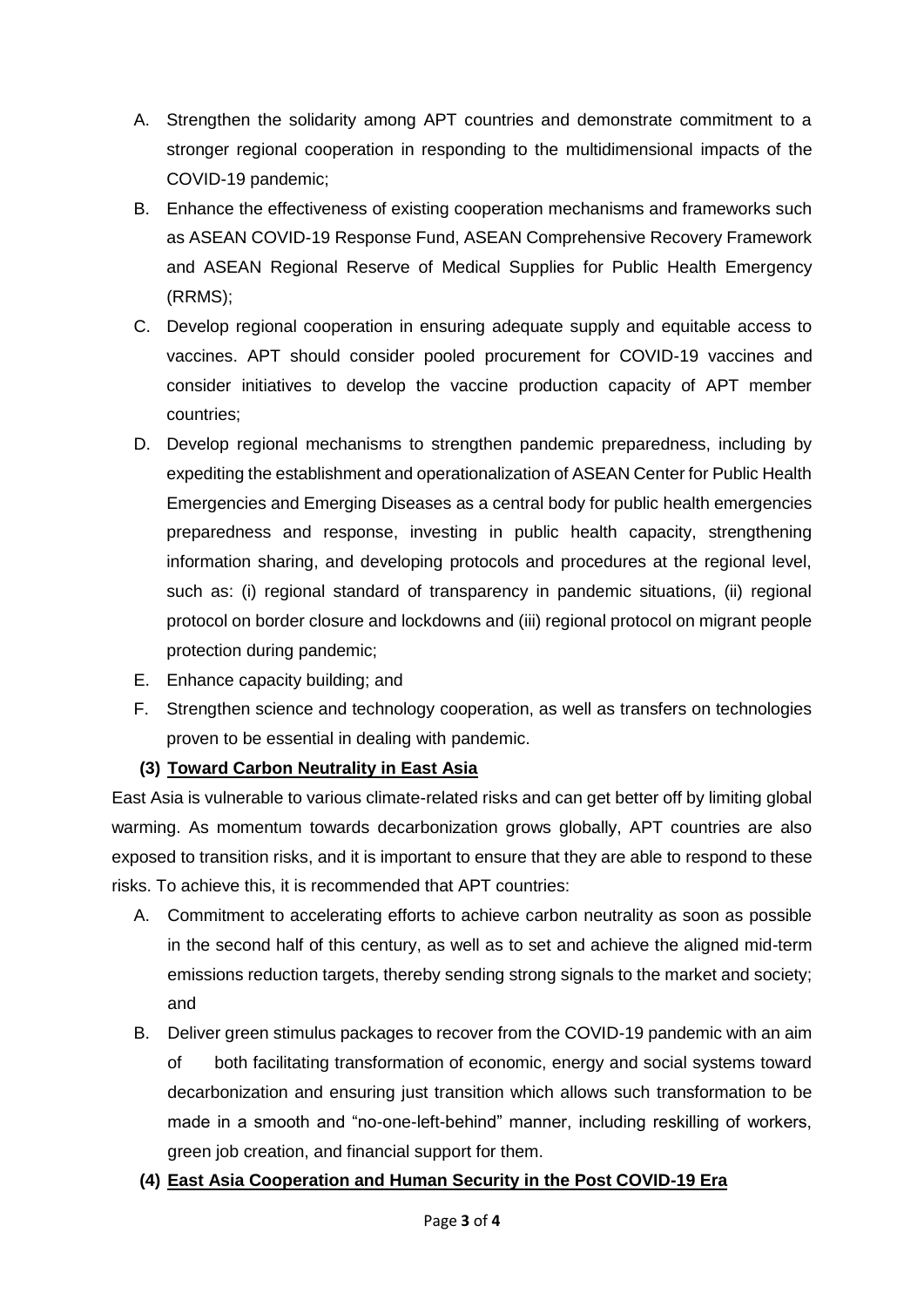A. Strengthen the solidarity among APT countries and demonstrate commitment to a stronger regional cooperation in responding to the multidimensional impacts of the COVID-19 pandemic;

B. Enhance the effectiveness of existing cooperation mechanisms and frameworks such as ASEAN COVID-19 Response Fund, ASEAN Comprehensive Recovery Framework and ASEAN Regional Reserve of Medical Supplies for Public Health Emergency (RRMS);

C. Develop regional cooperation in ensuring adequate supply and equitable access to vaccines. APT should consider pooled procurement for COVID-19 vaccines and consider initiatives to develop the vaccine production capacity of APT member countries;

D. Develop regional mechanisms to strengthen pandemic preparedness, including by expediting the establishment and operationalization of ASEAN Center for Public Health Emergencies and Emerging Diseases as a central body for public health emergencies preparedness and response, investing in public health capacity, strengthening information sharing, and developing protocols and procedures at the regional level, such as: (i) regional standard of transparency in pandemic situations, (ii) regional protocol on border closure and lockdowns and (iii) regional protocol on migrant people protection during pandemic;

E. Enhance capacity building; and

F. Strengthen science and technology cooperation, as well as transfers on technologies proven to be essential in dealing with pandemic.

**(3) <u>Toward Carbon Neutrality in East Asia</u>**

East Asia is vulnerable to various climate-related risks and can get better off by limiting global warming. As momentum towards decarbonization grows globally, APT countries are also exposed to transition risks, and it is important to ensure that they are able to respond to these risks. To achieve this, it is recommended that APT countries:

A. Commitment to accelerating efforts to achieve carbon neutrality as soon as possible in the second half of this century, as well as to set and achieve the aligned mid-term emissions reduction targets, thereby sending strong signals to the market and society; and

B. Deliver green stimulus packages to recover from the COVID-19 pandemic with an aim of both facilitating transformation of economic, energy and social systems toward decarbonization and ensuring just transition which allows such transformation to be made in a smooth and "no-one-left-behind" manner, including reskilling of workers, green job creation, and financial support for them.

**(4) <u>East Asia Cooperation and Human Security in the Post COVID-19 Era</u>**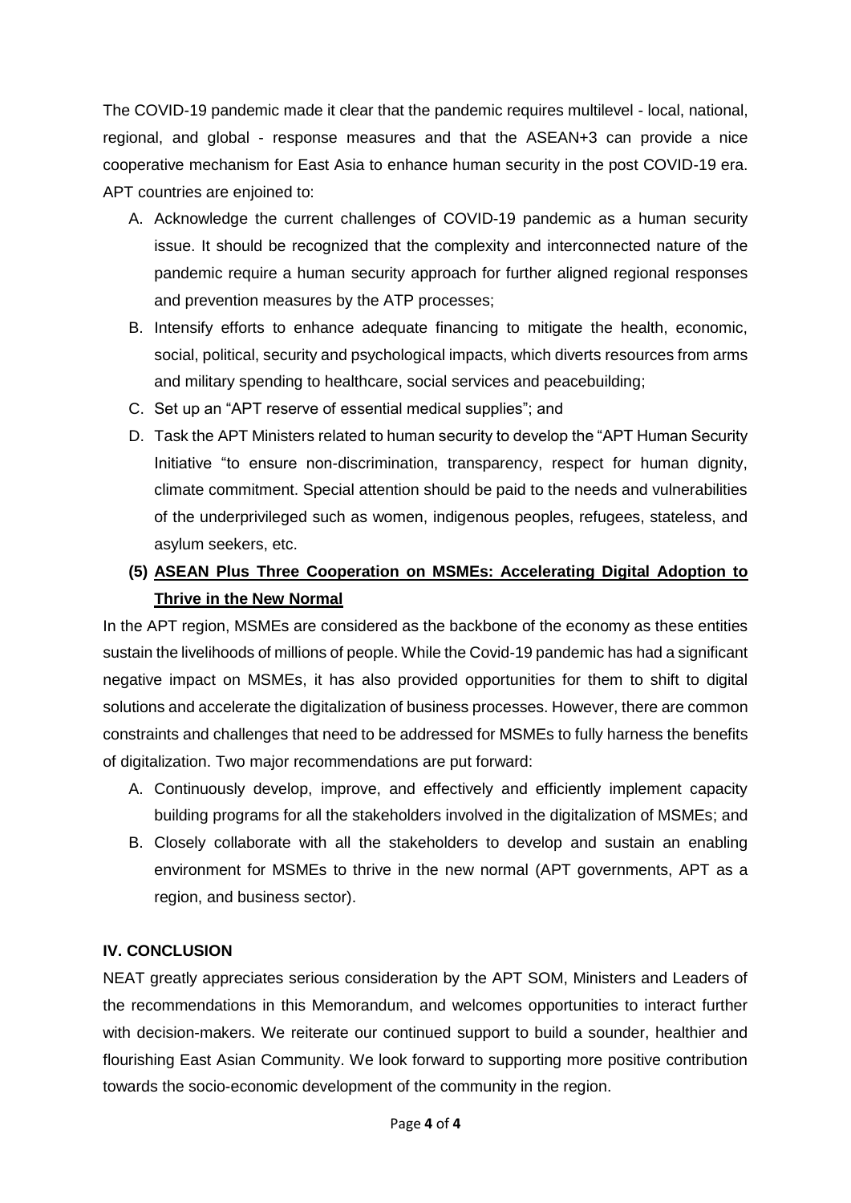The COVID-19 pandemic made it clear that the pandemic requires multilevel - local, national, regional, and global - response measures and that the ASEAN+3 can provide a nice cooperative mechanism for East Asia to enhance human security in the post COVID-19 era. APT countries are enjoined to:

A. Acknowledge the current challenges of COVID-19 pandemic as a human security issue. It should be recognized that the complexity and interconnected nature of the pandemic require a human security approach for further aligned regional responses and prevention measures by the ATP processes;
B. Intensify efforts to enhance adequate financing to mitigate the health, economic, social, political, security and psychological impacts, which diverts resources from arms and military spending to healthcare, social services and peacebuilding;
C. Set up an "APT reserve of essential medical supplies"; and
D. Task the APT Ministers related to human security to develop the "APT Human Security Initiative "to ensure non-discrimination, transparency, respect for human dignity, climate commitment. Special attention should be paid to the needs and vulnerabilities of the underprivileged such as women, indigenous peoples, refugees, stateless, and asylum seekers, etc.

### (5) ASEAN Plus Three Cooperation on MSMEs: Accelerating Digital Adoption to Thrive in the New Normal

In the APT region, MSMEs are considered as the backbone of the economy as these entities sustain the livelihoods of millions of people. While the Covid-19 pandemic has had a significant negative impact on MSMEs, it has also provided opportunities for them to shift to digital solutions and accelerate the digitalization of business processes. However, there are common constraints and challenges that need to be addressed for MSMEs to fully harness the benefits of digitalization. Two major recommendations are put forward:

A. Continuously develop, improve, and effectively and efficiently implement capacity building programs for all the stakeholders involved in the digitalization of MSMEs; and
B. Closely collaborate with all the stakeholders to develop and sustain an enabling environment for MSMEs to thrive in the new normal (APT governments, APT as a region, and business sector).

## IV. CONCLUSION

NEAT greatly appreciates serious consideration by the APT SOM, Ministers and Leaders of the recommendations in this Memorandum, and welcomes opportunities to interact further with decision-makers. We reiterate our continued support to build a sounder, healthier and flourishing East Asian Community. We look forward to supporting more positive contribution towards the socio-economic development of the community in the region.